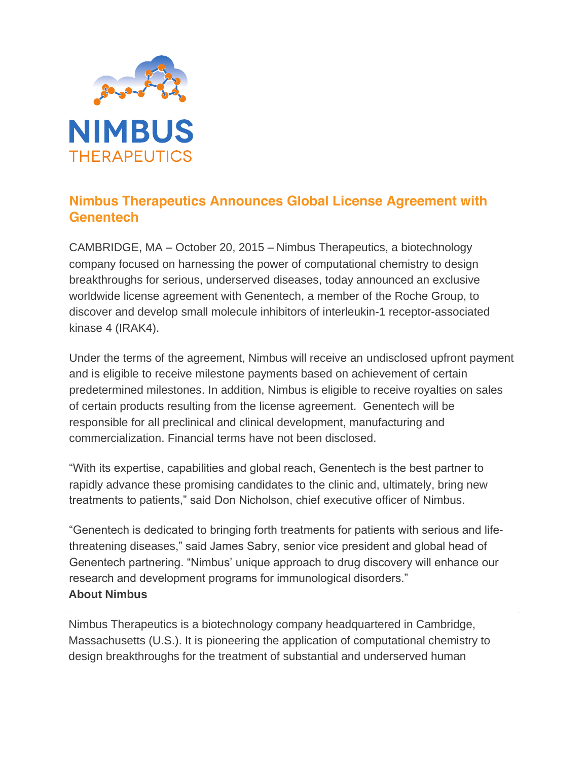**NIMBUS**
THERAPEUTICS

# Nimbus Therapeutics Announces Global License Agreement with Genentech

CAMBRIDGE, MA – October 20, 2015 – Nimbus Therapeutics, a biotechnology company focused on harnessing the power of computational chemistry to design breakthroughs for serious, underserved diseases, today announced an exclusive worldwide license agreement with Genentech, a member of the Roche Group, to discover and develop small molecule inhibitors of interleukin-1 receptor-associated kinase 4 (IRAK4).

Under the terms of the agreement, Nimbus will receive an undisclosed upfront payment and is eligible to receive milestone payments based on achievement of certain predetermined milestones. In addition, Nimbus is eligible to receive royalties on sales of certain products resulting from the license agreement. Genentech will be responsible for all preclinical and clinical development, manufacturing and commercialization. Financial terms have not been disclosed.

"With its expertise, capabilities and global reach, Genentech is the best partner to rapidly advance these promising candidates to the clinic and, ultimately, bring new treatments to patients," said Don Nicholson, chief executive officer of Nimbus.

"Genentech is dedicated to bringing forth treatments for patients with serious and life-threatening diseases," said James Sabry, senior vice president and global head of Genentech partnering. "Nimbus' unique approach to drug discovery will enhance our research and development programs for immunological disorders."

**About Nimbus**

Nimbus Therapeutics is a biotechnology company headquartered in Cambridge, Massachusetts (U.S.). It is pioneering the application of computational chemistry to design breakthroughs for the treatment of substantial and underserved human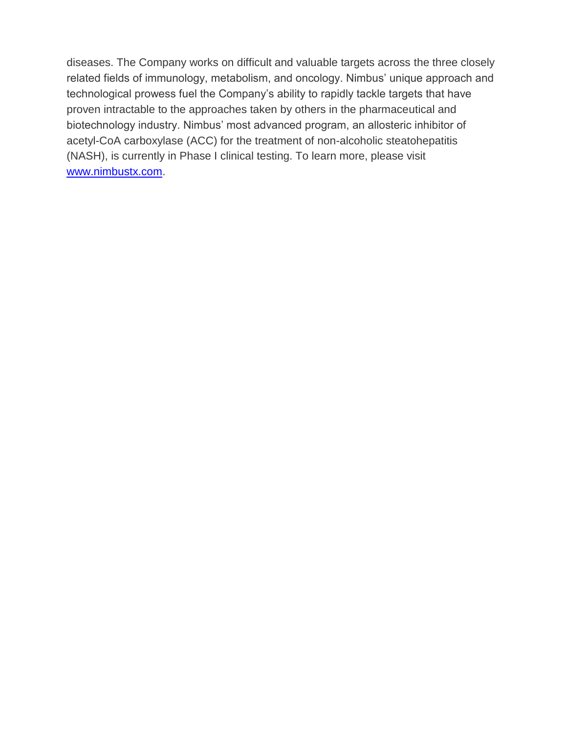diseases. The Company works on difficult and valuable targets across the three closely related fields of immunology, metabolism, and oncology. Nimbus' unique approach and technological prowess fuel the Company's ability to rapidly tackle targets that have proven intractable to the approaches taken by others in the pharmaceutical and biotechnology industry. Nimbus' most advanced program, an allosteric inhibitor of acetyl-CoA carboxylase (ACC) for the treatment of non-alcoholic steatohepatitis (NASH), is currently in Phase I clinical testing. To learn more, please visit [www.nimbustx.com](http://www.nimbustx.com).